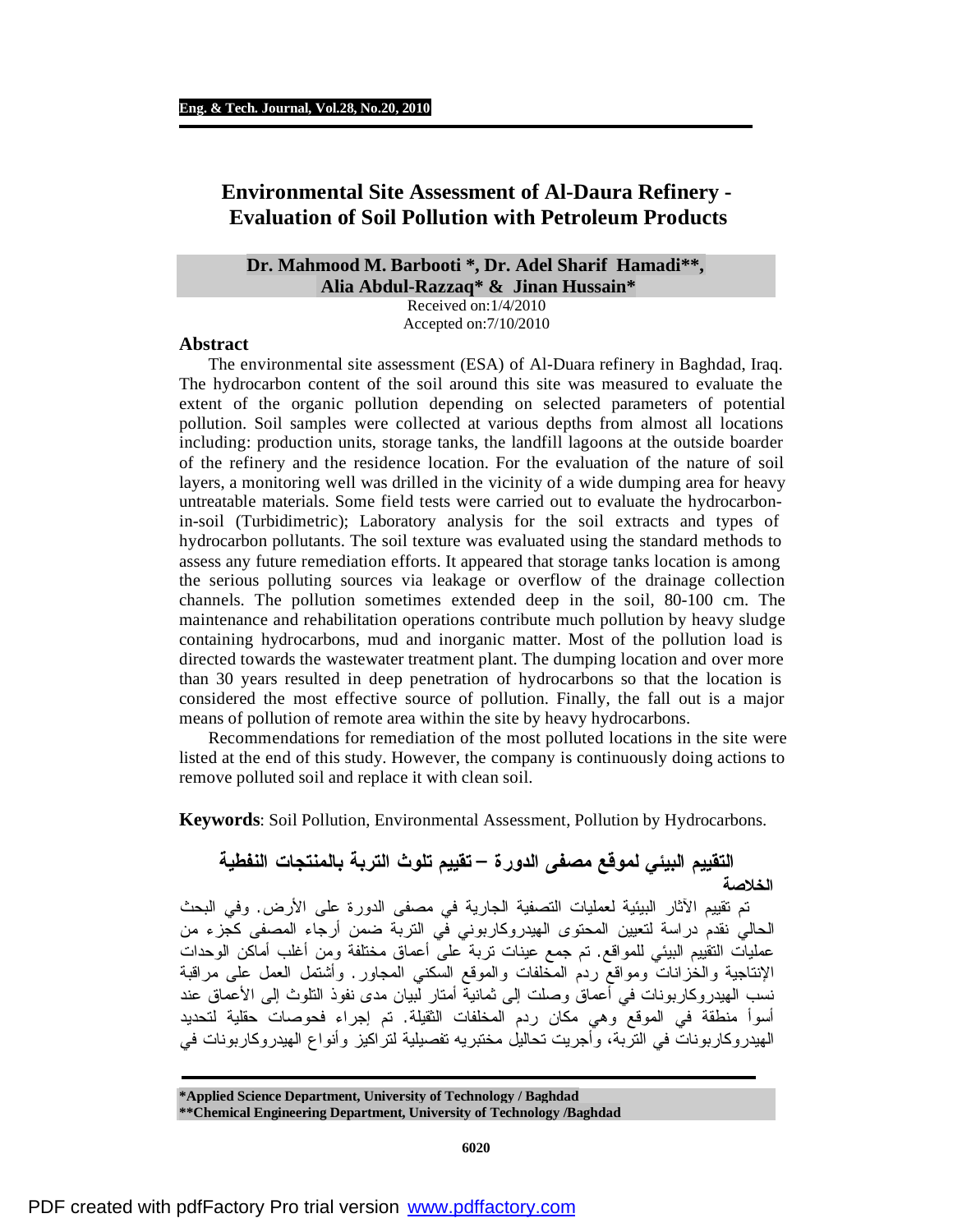# Environmental Site Assessment of Al-Daura Refinery - Evaluation of Soil Pollution with Petroleum Products

**Dr. Mahmood M. Barbooti \*, Dr. Adel Sharif Hamadi\*\*, Alia Abdul-Razzaq\* & Jinan Hussain\***

Received on:1/4/2010
Accepted on:7/10/2010

## Abstract

The environmental site assessment (ESA) of Al-Duara refinery in Baghdad, Iraq. The hydrocarbon content of the soil around this site was measured to evaluate the extent of the organic pollution depending on selected parameters of potential pollution. Soil samples were collected at various depths from almost all locations including: production units, storage tanks, the landfill lagoons at the outside boarder of the refinery and the residence location. For the evaluation of the nature of soil layers, a monitoring well was drilled in the vicinity of a wide dumping area for heavy untreatable materials. Some field tests were carried out to evaluate the hydrocarbon-in-soil (Turbidimetric); Laboratory analysis for the soil extracts and types of hydrocarbon pollutants. The soil texture was evaluated using the standard methods to assess any future remediation efforts. It appeared that storage tanks location is among the serious polluting sources via leakage or overflow of the drainage collection channels. The pollution sometimes extended deep in the soil, 80-100 cm. The maintenance and rehabilitation operations contribute much pollution by heavy sludge containing hydrocarbons, mud and inorganic matter. Most of the pollution load is directed towards the wastewater treatment plant. The dumping location and over more than 30 years resulted in deep penetration of hydrocarbons so that the location is considered the most effective source of pollution. Finally, the fall out is a major means of pollution of remote area within the site by heavy hydrocarbons.

Recommendations for remediation of the most polluted locations in the site were listed at the end of this study. However, the company is continuously doing actions to remove polluted soil and replace it with clean soil.

**Keywords**: Soil Pollution, Environmental Assessment, Pollution by Hydrocarbons.

## التقييم البيئي لموقع مصفى الدورة – تقييم تلوث التربة بالمنتجات النفطية

**الخلاصة**

تم تقييم الآثار البيئية لعمليات التصفية الجارية في مصفى الدورة على الأرض. وفي البحث الحالي نقدم دراسة لتعيين المحتوى الهيدروكاربوني في التربة ضمن أرجاء المصفى كجزء من عمليات التقييم البيئي للمواقع. تم جمع عينات تربة على أعماق مختلفة ومن أغلب أماكن الوحدات الإنتاجية والخزانات ومواقع ردم المخلفات والموقع السكني المجاور. وأشتمل العمل على مراقبة نسب الهيدروكاربونات في أعماق وصلت إلى ثمانية أمتار لبيان مدى نفوذ التلوث إلى الأعماق عند أسوأ منطقة في الموقع وهي مكان ردم المخلفات الثقيلة. تم إجراء فحوصات حقلية لتحديد الهيدروكاربونات في التربة، وأجريت تحاليل مختبريه تفصيلية لتراكيز وأنواع الهيدروكاربونات في

---

\*Applied Science Department, University of Technology / Baghdad
\*\*Chemical Engineering Department, University of Technology /Baghdad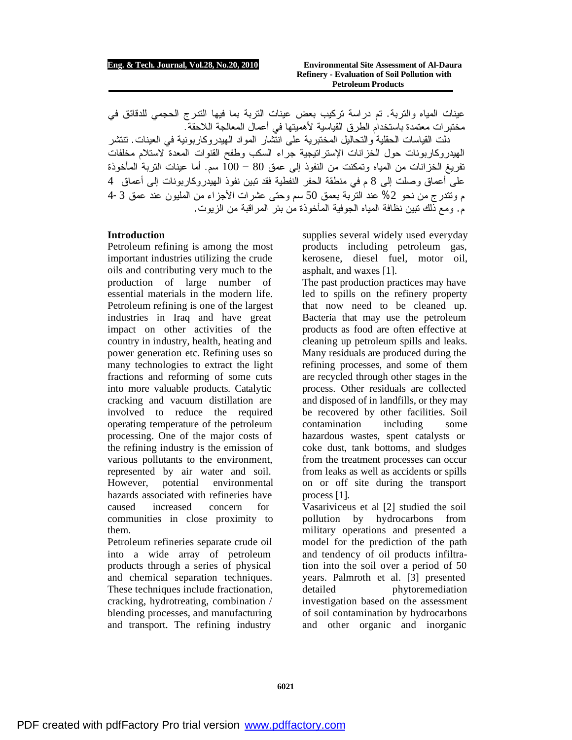عينات المياه والتربة. تم دراسة تركيب بعض عينات التربة بما فيها التدرج الحجمي للدقائق في مختبرات معتمدة باستخدام الطرق القياسية لأهميتها في أعمال المعالجة اللاحقة.

دلت القياسات الحقلية والتحاليل المختبرية على انتشار المواد الهيدروكاربونية في العينات. تنتشر الهيدروكاربونات حول الخزانات الإستراتيجية جراء السكب وطفح القنوات المعدة لاستلام مخلفات تفريغ الخزانات من المياه وتمكنت من النفوذ إلى عمق 80 – 100 سم. أما عينات التربة المأخوذة على أعماق وصلت إلى 8 م في منطقة الحفر النفطية فقد تبين نفوذ الهيدروكاربونات إلى أعماق 4 م وتتدرج من نحو 2% عند التربة بعمق 50 سم وحتى عشرات الأجزاء من المليون عند عمق 3 -4 م. ومع ذلك تبين نظافة المياه الجوفية المأخوذة من بئر المراقبة من الزيوت.

## Introduction

Petroleum refining is among the most important industries utilizing the crude oils and contributing very much to the production of large number of essential materials in the modern life. Petroleum refining is one of the largest industries in Iraq and have great impact on other activities of the country in industry, health, heating and power generation etc. Refining uses so many technologies to extract the light fractions and reforming of some cuts into more valuable products. Catalytic cracking and vacuum distillation are involved to reduce the required operating temperature of the petroleum processing. One of the major costs of the refining industry is the emission of various pollutants to the environment, represented by air water and soil. However, potential environmental hazards associated with refineries have caused increased concern for communities in close proximity to them.

Petroleum refineries separate crude oil into a wide array of petroleum products through a series of physical and chemical separation techniques. These techniques include fractionation, cracking, hydrotreating, combination / blending processes, and manufacturing and transport. The refining industry supplies several widely used everyday products including petroleum gas, kerosene, diesel fuel, motor oil, asphalt, and waxes [1].

The past production practices may have led to spills on the refinery property that now need to be cleaned up. Bacteria that may use the petroleum products as food are often effective at cleaning up petroleum spills and leaks. Many residuals are produced during the refining processes, and some of them are recycled through other stages in the process. Other residuals are collected and disposed of in landfills, or they may be recovered by other facilities. Soil contamination including some hazardous wastes, spent catalysts or coke dust, tank bottoms, and sludges from the treatment processes can occur from leaks as well as accidents or spills on or off site during the transport process [1].

Vasariviceus et al [2] studied the soil pollution by hydrocarbons from military operations and presented a model for the prediction of the path and tendency of oil products infiltration into the soil over a period of 50 years. Palmroth et al. [3] presented detailed phytoremediation investigation based on the assessment of soil contamination by hydrocarbons and other organic and inorganic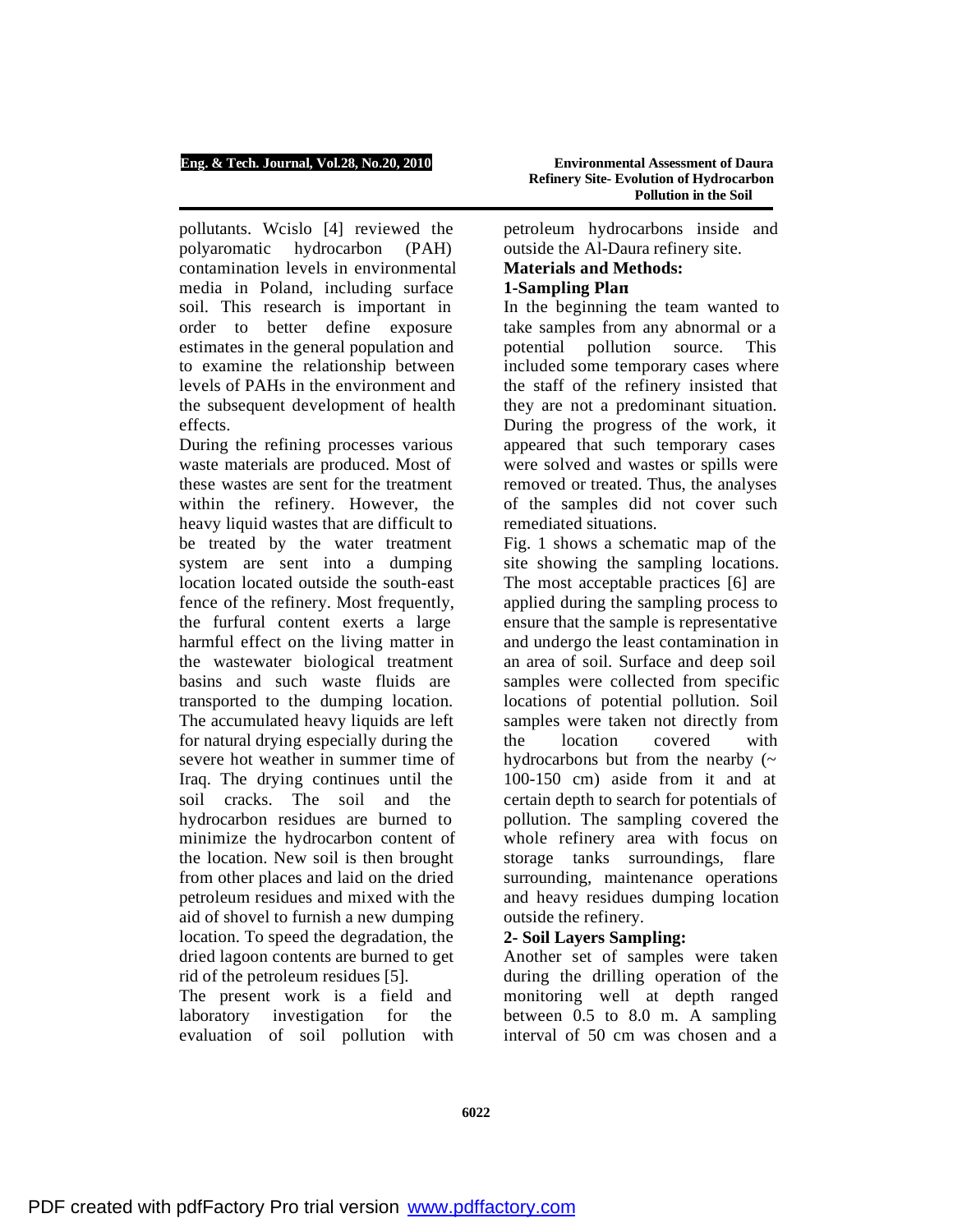pollutants. Wcislo [4] reviewed the polyaromatic hydrocarbon (PAH) contamination levels in environmental media in Poland, including surface soil. This research is important in order to better define exposure estimates in the general population and to examine the relationship between levels of PAHs in the environment and the subsequent development of health effects.

During the refining processes various waste materials are produced. Most of these wastes are sent for the treatment within the refinery. However, the heavy liquid wastes that are difficult to be treated by the water treatment system are sent into a dumping location located outside the south-east fence of the refinery. Most frequently, the furfural content exerts a large harmful effect on the living matter in the wastewater biological treatment basins and such waste fluids are transported to the dumping location. The accumulated heavy liquids are left for natural drying especially during the severe hot weather in summer time of Iraq. The drying continues until the soil cracks. The soil and the hydrocarbon residues are burned to minimize the hydrocarbon content of the location. New soil is then brought from other places and laid on the dried petroleum residues and mixed with the aid of shovel to furnish a new dumping location. To speed the degradation, the dried lagoon contents are burned to get rid of the petroleum residues [5].

The present work is a field and laboratory investigation for the evaluation of soil pollution with petroleum hydrocarbons inside and outside the Al-Daura refinery site.

## Materials and Methods:

### 1-Sampling Plan

In the beginning the team wanted to take samples from any abnormal or a potential pollution source. This included some temporary cases where the staff of the refinery insisted that they are not a predominant situation. During the progress of the work, it appeared that such temporary cases were solved and wastes or spills were removed or treated. Thus, the analyses of the samples did not cover such remediated situations.

Fig. 1 shows a schematic map of the site showing the sampling locations. The most acceptable practices [6] are applied during the sampling process to ensure that the sample is representative and undergo the least contamination in an area of soil. Surface and deep soil samples were collected from specific locations of potential pollution. Soil samples were taken not directly from the location covered with hydrocarbons but from the nearby (~ 100-150 cm) aside from it and at certain depth to search for potentials of pollution. The sampling covered the whole refinery area with focus on storage tanks surroundings, flare surrounding, maintenance operations and heavy residues dumping location outside the refinery.

### 2- Soil Layers Sampling:

Another set of samples were taken during the drilling operation of the monitoring well at depth ranged between 0.5 to 8.0 m. A sampling interval of 50 cm was chosen and a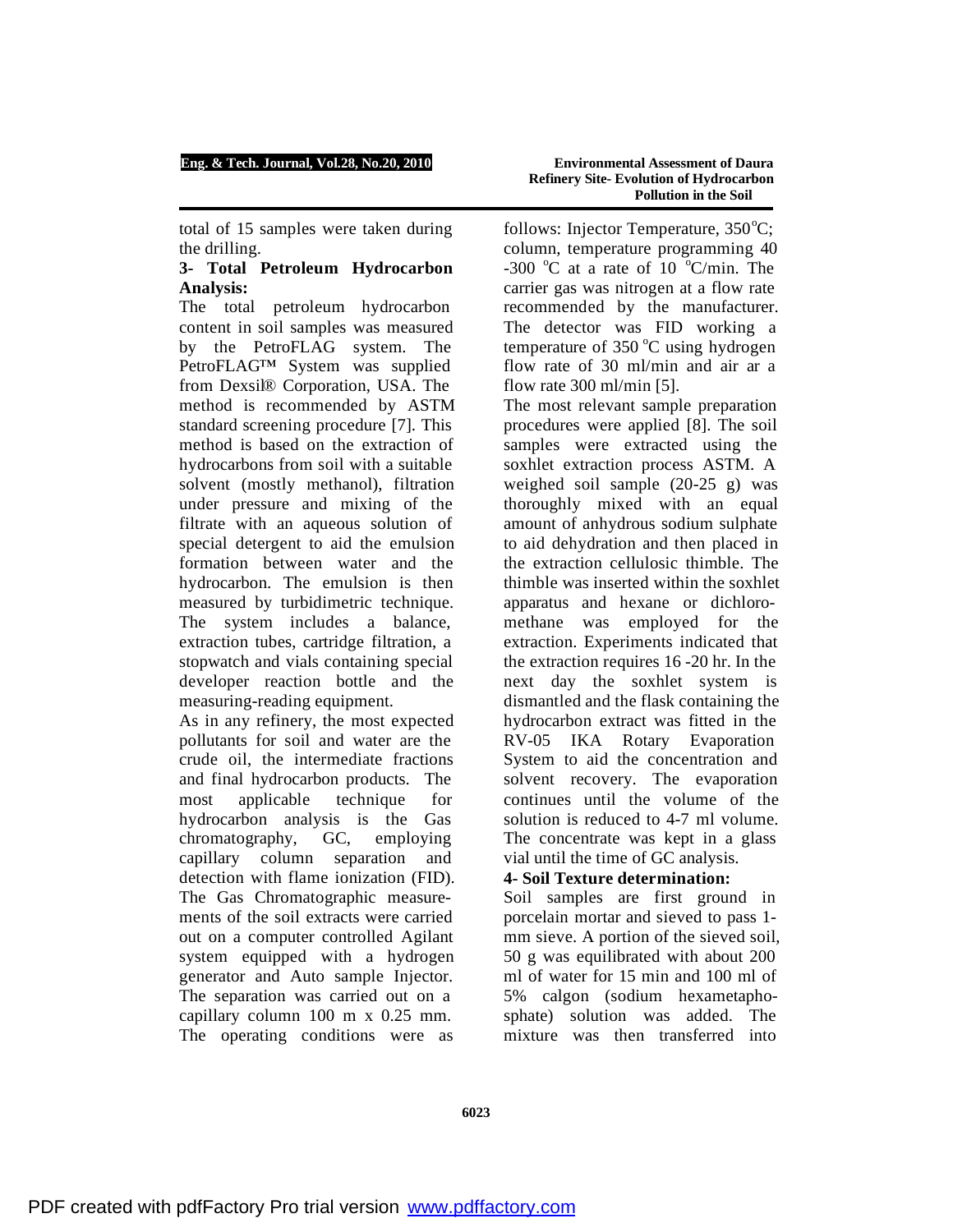total of 15 samples were taken during the drilling.

### 3- Total Petroleum Hydrocarbon Analysis:

The total petroleum hydrocarbon content in soil samples was measured by the PetroFLAG system. The PetroFLAG™ System was supplied from Dexsil® Corporation, USA. The method is recommended by ASTM standard screening procedure [7]. This method is based on the extraction of hydrocarbons from soil with a suitable solvent (mostly methanol), filtration under pressure and mixing of the filtrate with an aqueous solution of special detergent to aid the emulsion formation between water and the hydrocarbon. The emulsion is then measured by turbidimetric technique. The system includes a balance, extraction tubes, cartridge filtration, a stopwatch and vials containing special developer reaction bottle and the measuring-reading equipment.

As in any refinery, the most expected pollutants for soil and water are the crude oil, the intermediate fractions and final hydrocarbon products. The most applicable technique for hydrocarbon analysis is the Gas chromatography, GC, employing capillary column separation and detection with flame ionization (FID). The Gas Chromatographic measurements of the soil extracts were carried out on a computer controlled Agilant system equipped with a hydrogen generator and Auto sample Injector. The separation was carried out on a capillary column 100 m x 0.25 mm. The operating conditions were as follows: Injector Temperature, 350$^{o}$C; column, temperature programming 40 -300 $^{o}$C at a rate of 10 $^{o}$C/min. The carrier gas was nitrogen at a flow rate recommended by the manufacturer. The detector was FID working a temperature of 350 $^{o}$C using hydrogen flow rate of 30 ml/min and air ar a flow rate 300 ml/min [5].

The most relevant sample preparation procedures were applied [8]. The soil samples were extracted using the soxhlet extraction process ASTM. A weighed soil sample (20-25 g) was thoroughly mixed with an equal amount of anhydrous sodium sulphate to aid dehydration and then placed in the extraction cellulosic thimble. The thimble was inserted within the soxhlet apparatus and hexane or dichloromethane was employed for the extraction. Experiments indicated that the extraction requires 16 -20 hr. In the next day the soxhlet system is dismantled and the flask containing the hydrocarbon extract was fitted in the RV-05 IKA Rotary Evaporation System to aid the concentration and solvent recovery. The evaporation continues until the volume of the solution is reduced to 4-7 ml volume. The concentrate was kept in a glass vial until the time of GC analysis.

### 4- Soil Texture determination:

Soil samples are first ground in porcelain mortar and sieved to pass 1-mm sieve. A portion of the sieved soil, 50 g was equilibrated with about 200 ml of water for 15 min and 100 ml of 5% calgon (sodium hexametaphosphate) solution was added. The mixture was then transferred into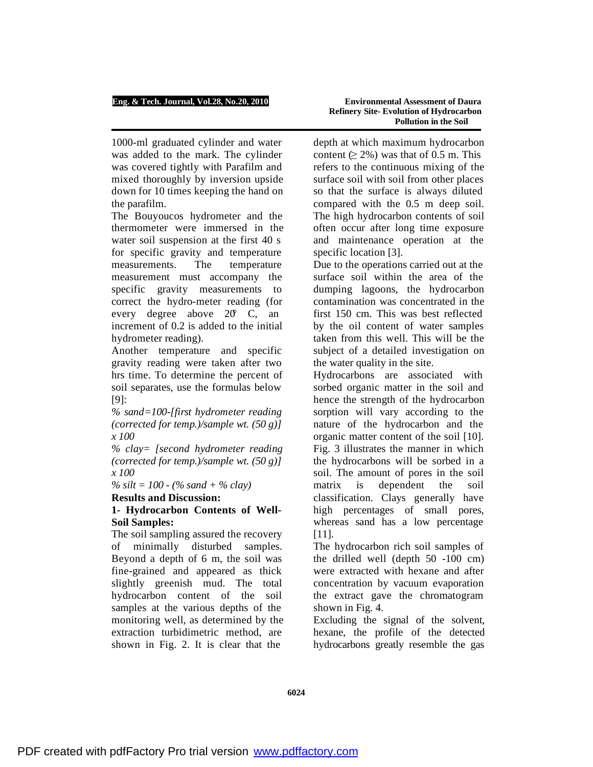1000-ml graduated cylinder and water was added to the mark. The cylinder was covered tightly with Parafilm and mixed thoroughly by inversion upside down for 10 times keeping the hand on the parafilm.

The Bouyoucos hydrometer and the thermometer were immersed in the water soil suspension at the first 40 s for specific gravity and temperature measurements. The temperature measurement must accompany the specific gravity measurements to correct the hydro-meter reading (for every degree above 20° C, an increment of 0.2 is added to the initial hydrometer reading).

Another temperature and specific gravity reading were taken after two hrs time. To determine the percent of soil separates, use the formulas below [9]:

*% sand=100-[first hydrometer reading (corrected for temp.)/sample wt. (50 g)] x 100*

*% clay= [second hydrometer reading (corrected for temp.)/sample wt. (50 g)] x 100*

*% silt = 100 - (% sand + % clay)*

## Results and Discussion:

### 1- Hydrocarbon Contents of Well-Soil Samples:

The soil sampling assured the recovery of minimally disturbed samples. Beyond a depth of 6 m, the soil was fine-grained and appeared as thick slightly greenish mud. The total hydrocarbon content of the soil samples at the various depths of the monitoring well, as determined by the extraction turbidimetric method, are shown in Fig. 2. It is clear that the depth at which maximum hydrocarbon content ($\geq$ 2%) was that of 0.5 m. This refers to the continuous mixing of the surface soil with soil from other places so that the surface is always diluted compared with the 0.5 m deep soil. The high hydrocarbon contents of soil often occur after long time exposure and maintenance operation at the specific location [3].

Due to the operations carried out at the surface soil within the area of the dumping lagoons, the hydrocarbon contamination was concentrated in the first 150 cm. This was best reflected by the oil content of water samples taken from this well. This will be the subject of a detailed investigation on the water quality in the site.

Hydrocarbons are associated with sorbed organic matter in the soil and hence the strength of the hydrocarbon sorption will vary according to the nature of the hydrocarbon and the organic matter content of the soil [10]. Fig. 3 illustrates the manner in which the hydrocarbons will be sorbed in a soil. The amount of pores in the soil matrix is dependent the soil classification. Clays generally have high percentages of small pores, whereas sand has a low percentage [11].

The hydrocarbon rich soil samples of the drilled well (depth 50 -100 cm) were extracted with hexane and after concentration by vacuum evaporation the extract gave the chromatogram shown in Fig. 4.

Excluding the signal of the solvent, hexane, the profile of the detected hydrocarbons greatly resemble the gas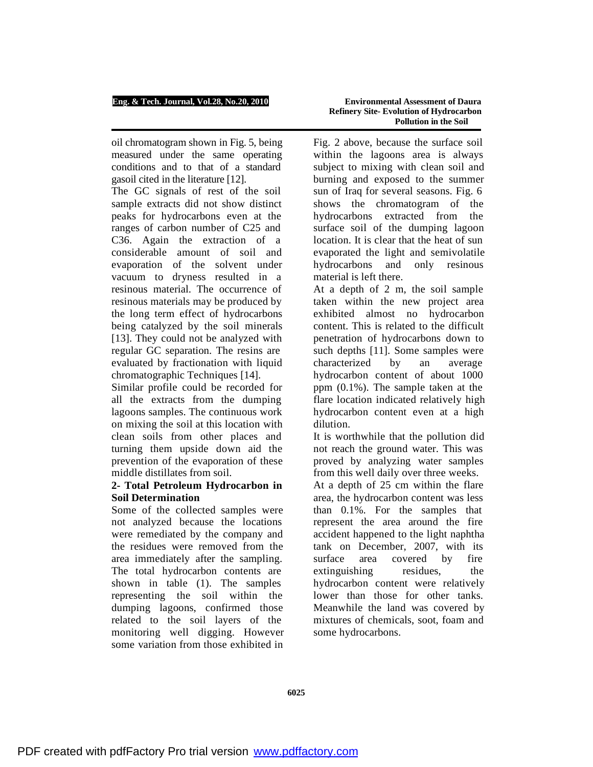oil chromatogram shown in Fig. 5, being measured under the same operating conditions and to that of a standard gasoil cited in the literature [12].

The GC signals of rest of the soil sample extracts did not show distinct peaks for hydrocarbons even at the ranges of carbon number of C25 and C36. Again the extraction of a considerable amount of soil and evaporation of the solvent under vacuum to dryness resulted in a resinous material. The occurrence of resinous materials may be produced by the long term effect of hydrocarbons being catalyzed by the soil minerals [13]. They could not be analyzed with regular GC separation. The resins are evaluated by fractionation with liquid chromatographic Techniques [14].

Similar profile could be recorded for all the extracts from the dumping lagoons samples. The continuous work on mixing the soil at this location with clean soils from other places and turning them upside down aid the prevention of the evaporation of these middle distillates from soil.

**2- Total Petroleum Hydrocarbon in Soil Determination**

Some of the collected samples were not analyzed because the locations were remediated by the company and the residues were removed from the area immediately after the sampling. The total hydrocarbon contents are shown in table (1). The samples representing the soil within the dumping lagoons, confirmed those related to the soil layers of the monitoring well digging. However some variation from those exhibited in Fig. 2 above, because the surface soil within the lagoons area is always subject to mixing with clean soil and burning and exposed to the summer sun of Iraq for several seasons. Fig. 6 shows the chromatogram of the hydrocarbons extracted from the surface soil of the dumping lagoon location. It is clear that the heat of sun evaporated the light and semivolatile hydrocarbons and only resinous material is left there.

At a depth of 2 m, the soil sample taken within the new project area exhibited almost no hydrocarbon content. This is related to the difficult penetration of hydrocarbons down to such depths [11]. Some samples were characterized by an average hydrocarbon content of about 1000 ppm (0.1%). The sample taken at the flare location indicated relatively high hydrocarbon content even at a high dilution.

It is worthwhile that the pollution did not reach the ground water. This was proved by analyzing water samples from this well daily over three weeks.

At a depth of 25 cm within the flare area, the hydrocarbon content was less than 0.1%. For the samples that represent the area around the fire accident happened to the light naphtha tank on December, 2007, with its surface area covered by fire extinguishing residues, the hydrocarbon content were relatively lower than those for other tanks. Meanwhile the land was covered by mixtures of chemicals, soot, foam and some hydrocarbons.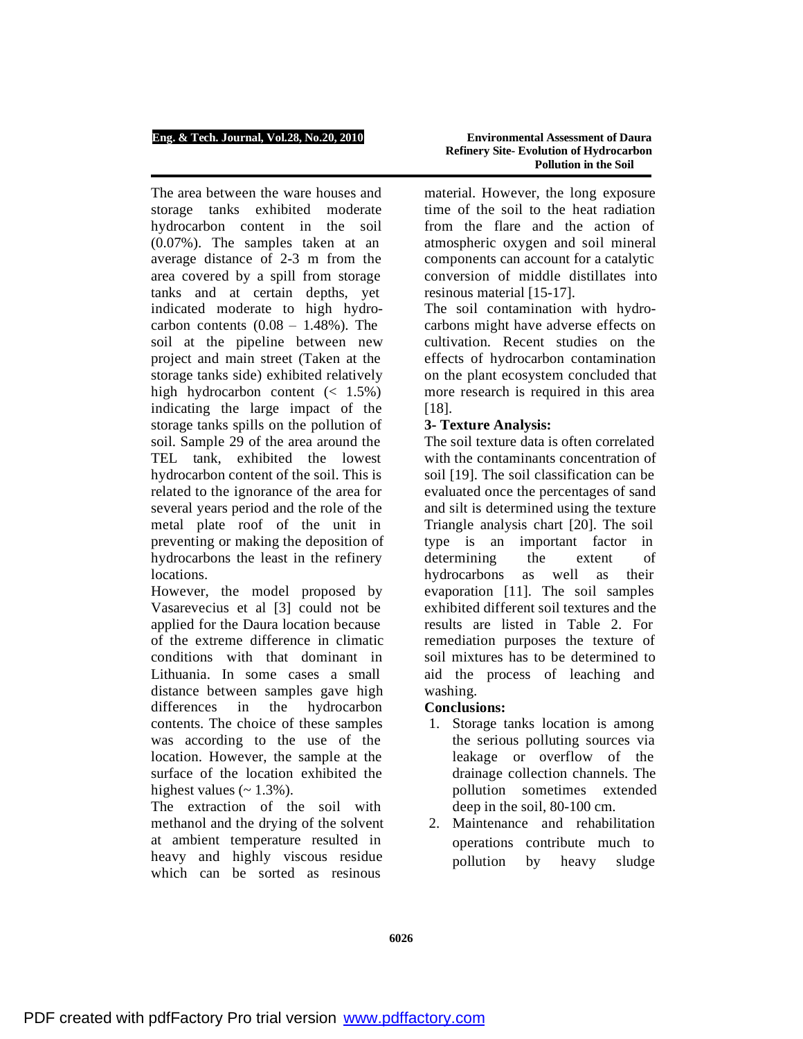The area between the ware houses and storage tanks exhibited moderate hydrocarbon content in the soil (0.07%). The samples taken at an average distance of 2-3 m from the area covered by a spill from storage tanks and at certain depths, yet indicated moderate to high hydrocarbon contents (0.08 – 1.48%). The soil at the pipeline between new project and main street (Taken at the storage tanks side) exhibited relatively high hydrocarbon content (< 1.5%) indicating the large impact of the storage tanks spills on the pollution of soil. Sample 29 of the area around the TEL tank, exhibited the lowest hydrocarbon content of the soil. This is related to the ignorance of the area for several years period and the role of the metal plate roof of the unit in preventing or making the deposition of hydrocarbons the least in the refinery locations.

However, the model proposed by Vasarevecius et al [3] could not be applied for the Daura location because of the extreme difference in climatic conditions with that dominant in Lithuania. In some cases a small distance between samples gave high differences in the hydrocarbon contents. The choice of these samples was according to the use of the location. However, the sample at the surface of the location exhibited the highest values (~ 1.3%).

The extraction of the soil with methanol and the drying of the solvent at ambient temperature resulted in heavy and highly viscous residue which can be sorted as resinous material. However, the long exposure time of the soil to the heat radiation from the flare and the action of atmospheric oxygen and soil mineral components can account for a catalytic conversion of middle distillates into resinous material [15-17].

The soil contamination with hydrocarbons might have adverse effects on cultivation. Recent studies on the effects of hydrocarbon contamination on the plant ecosystem concluded that more research is required in this area [18].

### 3- Texture Analysis:

The soil texture data is often correlated with the contaminants concentration of soil [19]. The soil classification can be evaluated once the percentages of sand and silt is determined using the texture Triangle analysis chart [20]. The soil type is an important factor in determining the extent of hydrocarbons as well as their evaporation [11]. The soil samples exhibited different soil textures and the results are listed in Table 2. For remediation purposes the texture of soil mixtures has to be determined to aid the process of leaching and washing.

## Conclusions:

1. Storage tanks location is among the serious polluting sources via leakage or overflow of the drainage collection channels. The pollution sometimes extended deep in the soil, 80-100 cm.
2. Maintenance and rehabilitation operations contribute much to pollution by heavy sludge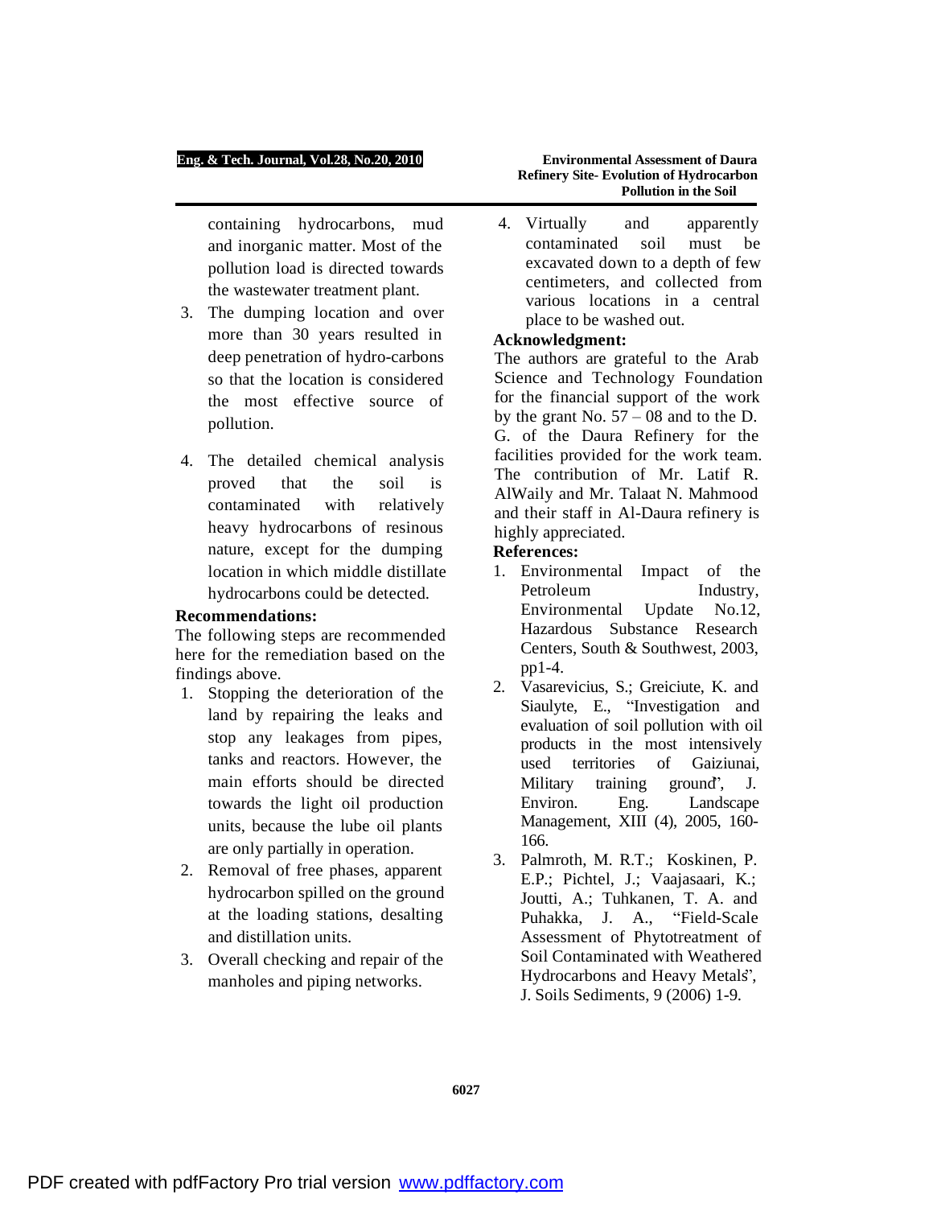containing hydrocarbons, mud and inorganic matter. Most of the pollution load is directed towards the wastewater treatment plant.

3. The dumping location and over more than 30 years resulted in deep penetration of hydro-carbons so that the location is considered the most effective source of pollution.

4. The detailed chemical analysis proved that the soil is contaminated with relatively heavy hydrocarbons of resinous nature, except for the dumping location in which middle distillate hydrocarbons could be detected.

**Recommendations:**

The following steps are recommended here for the remediation based on the findings above.

1. Stopping the deterioration of the land by repairing the leaks and stop any leakages from pipes, tanks and reactors. However, the main efforts should be directed towards the light oil production units, because the lube oil plants are only partially in operation.
2. Removal of free phases, apparent hydrocarbon spilled on the ground at the loading stations, desalting and distillation units.
3. Overall checking and repair of the manholes and piping networks.
4. Virtually and apparently contaminated soil must be excavated down to a depth of few centimeters, and collected from various locations in a central place to be washed out.

**Acknowledgment:**

The authors are grateful to the Arab Science and Technology Foundation for the financial support of the work by the grant No. 57 – 08 and to the D. G. of the Daura Refinery for the facilities provided for the work team. The contribution of Mr. Latif R. AlWaily and Mr. Talaat N. Mahmood and their staff in Al-Daura refinery is highly appreciated.

**References:**

1. Environmental Impact of the Petroleum Industry, Environmental Update No.12, Hazardous Substance Research Centers, South & Southwest, 2003, pp1-4.
2. Vasarevicius, S.; Greiciute, K. and Siaulyte, E., "Investigation and evaluation of soil pollution with oil products in the most intensively used territories of Gaiziunai, Military training ground", J. Environ. Eng. Landscape Management, XIII (4), 2005, 160-166.
3. Palmroth, M. R.T.; Koskinen, P. E.P.; Pichtel, J.; Vaajasaari, K.; Joutti, A.; Tuhkanen, T. A. and Puhakka, J. A., "Field-Scale Assessment of Phytotreatment of Soil Contaminated with Weathered Hydrocarbons and Heavy Metals", J. Soils Sediments, 9 (2006) 1-9.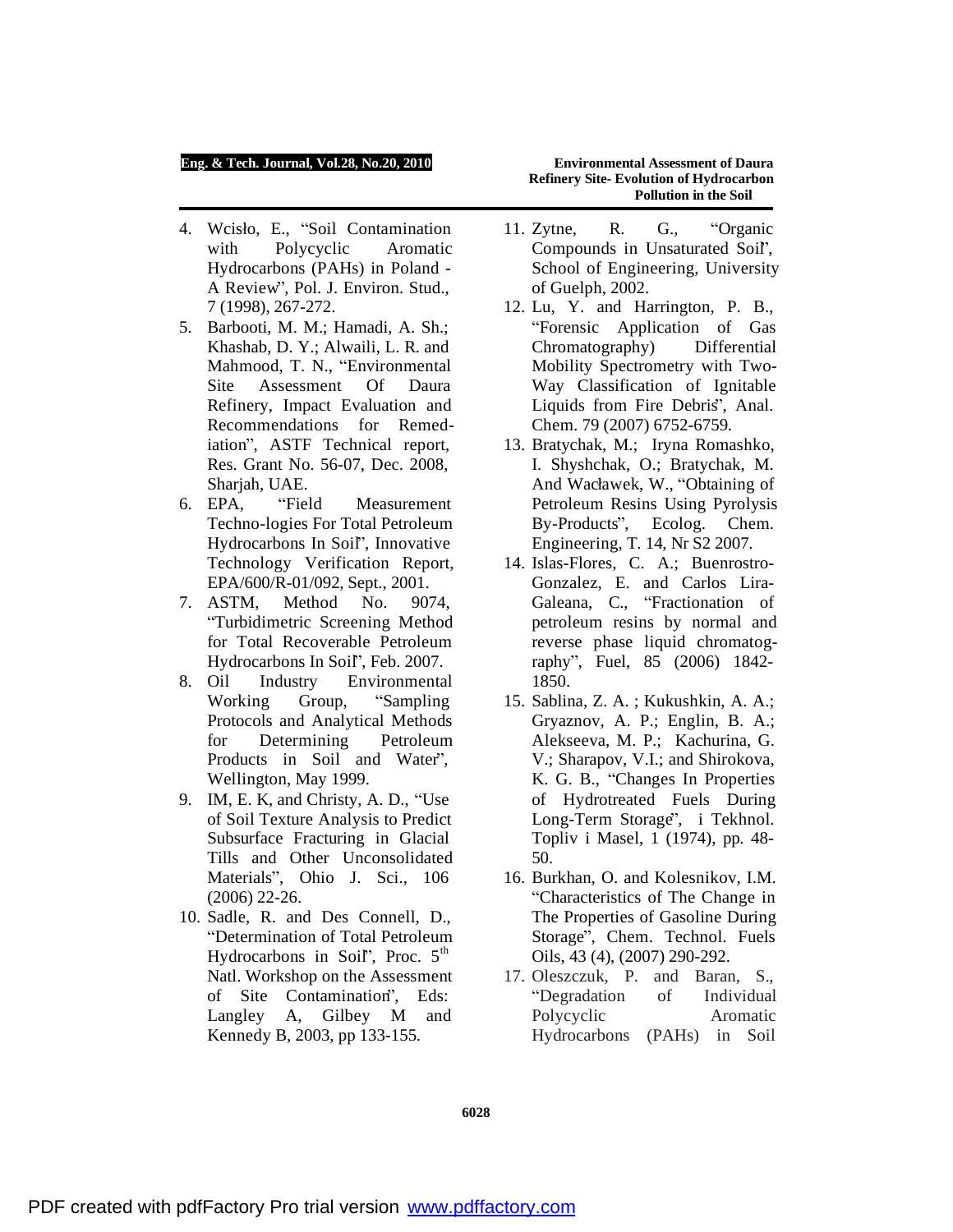4. Wcisło, E., "Soil Contamination with Polycyclic Aromatic Hydrocarbons (PAHs) in Poland - A Review", Pol. J. Environ. Stud., 7 (1998), 267-272.
5. Barbooti, M. M.; Hamadi, A. Sh.; Khashab, D. Y.; Alwaili, L. R. and Mahmood, T. N., "Environmental Site Assessment Of Daura Refinery, Impact Evaluation and Recommendations for Remed-iation", ASTF Technical report, Res. Grant No. 56-07, Dec. 2008, Sharjah, UAE.
6. EPA, "Field Measurement Techno-logies For Total Petroleum Hydrocarbons In Soil", Innovative Technology Verification Report, EPA/600/R-01/092, Sept., 2001.
7. ASTM, Method No. 9074, "Turbidimetric Screening Method for Total Recoverable Petroleum Hydrocarbons In Soil", Feb. 2007.
8. Oil Industry Environmental Working Group, "Sampling Protocols and Analytical Methods for Determining Petroleum Products in Soil and Water", Wellington, May 1999.
9. IM, E. K, and Christy, A. D., "Use of Soil Texture Analysis to Predict Subsurface Fracturing in Glacial Tills and Other Unconsolidated Materials", Ohio J. Sci., 106 (2006) 22-26.
10. Sadle, R. and Des Connell, D., "Determination of Total Petroleum Hydrocarbons in Soil", Proc. 5th Natl. Workshop on the Assessment of Site Contamination", Eds: Langley A, Gilbey M and Kennedy B, 2003, pp 133-155.
11. Zytne, R. G., "Organic Compounds in Unsaturated Soil", School of Engineering, University of Guelph, 2002.
12. Lu, Y. and Harrington, P. B., "Forensic Application of Gas Chromatography) Differential Mobility Spectrometry with Two-Way Classification of Ignitable Liquids from Fire Debris", Anal. Chem. 79 (2007) 6752-6759.
13. Bratychak, M.; Iryna Romashko, I. Shyshchak, O.; Bratychak, M. And Wacławek, W., "Obtaining of Petroleum Resins Using Pyrolysis By-Products", Ecolog. Chem. Engineering, T. 14, Nr S2 2007.
14. Islas-Flores, C. A.; Buenrostro-Gonzalez, E. and Carlos Lira-Galeana, C., "Fractionation of petroleum resins by normal and reverse phase liquid chromatog-raphy", Fuel, 85 (2006) 1842-1850.
15. Sablina, Z. A. ; Kukushkin, A. A.; Gryaznov, A. P.; Englin, B. A.; Alekseeva, M. P.; Kachurina, G. V.; Sharapov, V.I.; and Shirokova, K. G. B., "Changes In Properties of Hydrotreated Fuels During Long-Term Storage", i Tekhnol. Topliv i Masel, 1 (1974), pp. 48-50.
16. Burkhan, O. and Kolesnikov, I.M. "Characteristics of The Change in The Properties of Gasoline During Storage", Chem. Technol. Fuels Oils, 43 (4), (2007) 290-292.
17. Oleszczuk, P. and Baran, S., "Degradation of Individual Polycyclic Aromatic Hydrocarbons (PAHs) in Soil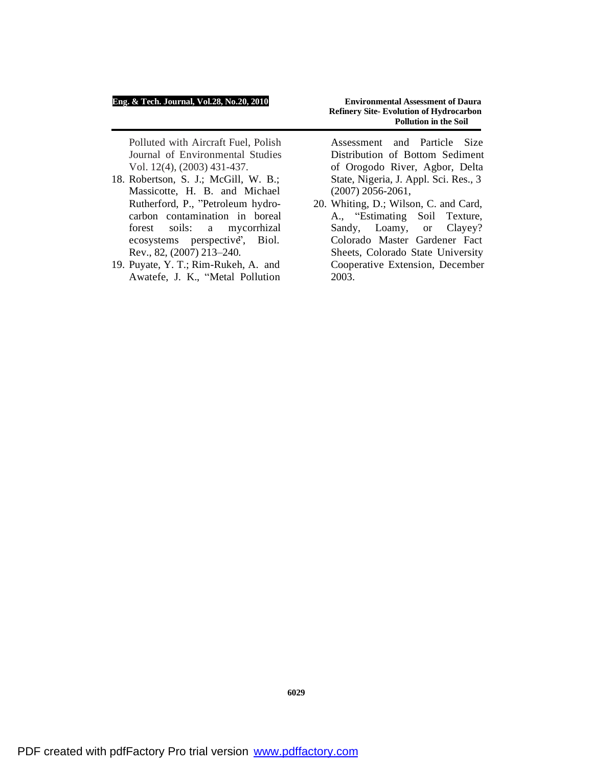Polluted with Aircraft Fuel, Polish Journal of Environmental Studies Vol. 12(4), (2003) 431-437.

18. Robertson, S. J.; McGill, W. B.; Massicotte, H. B. and Michael Rutherford, P., "Petroleum hydrocarbon contamination in boreal forest soils: a mycorrhizal ecosystems perspective", Biol. Rev., 82, (2007) 213–240.
19. Puyate, Y. T.; Rim-Rukeh, A. and Awatefe, J. K., "Metal Pollution Assessment and Particle Size Distribution of Bottom Sediment of Orogodo River, Agbor, Delta State, Nigeria, J. Appl. Sci. Res., 3 (2007) 2056-2061,
20. Whiting, D.; Wilson, C. and Card, A., "Estimating Soil Texture, Sandy, Loamy, or Clayey? Colorado Master Gardener Fact Sheets, Colorado State University Cooperative Extension, December 2003.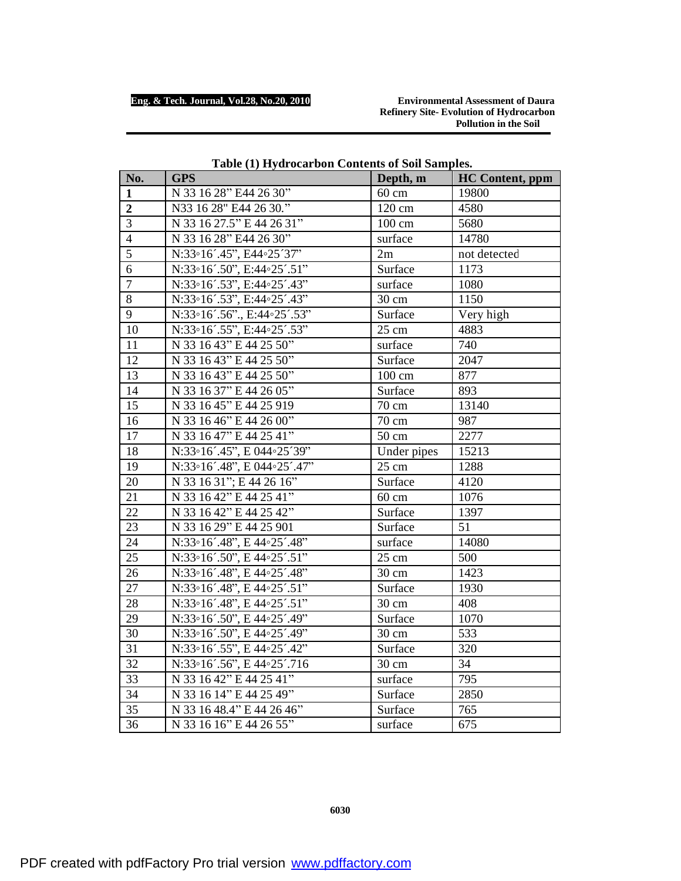**Table (1) Hydrocarbon Contents of Soil Samples.**

| No. | GPS | Depth, m | HC Content, ppm |
|---|---|---|---|
| **1** | N 33 16 28" E44 26 30" | 60 cm | 19800 |
| **2** | N33 16 28" E44 26 30." | 120 cm | 4580 |
| 3 | N 33 16 27.5" E 44 26 31" | 100 cm | 5680 |
| 4 | N 33 16 28" E44 26 30" | surface | 14780 |
| 5 | N:33◦16´.45", E44◦25´37" | 2m | not detected |
| 6 | N:33◦16´.50", E:44◦25´.51" | Surface | 1173 |
| 7 | N:33◦16´.53", E:44◦25´.43" | surface | 1080 |
| 8 | N:33◦16´.53", E:44◦25´.43" | 30 cm | 1150 |
| 9 | N:33◦16´.56"., E:44◦25´.53" | Surface | Very high |
| 10 | N:33◦16´.55", E:44◦25´.53" | 25 cm | 4883 |
| 11 | N 33 16 43" E 44 25 50" | surface | 740 |
| 12 | N 33 16 43" E 44 25 50" | Surface | 2047 |
| 13 | N 33 16 43" E 44 25 50" | 100 cm | 877 |
| 14 | N 33 16 37" E 44 26 05" | Surface | 893 |
| 15 | N 33 16 45" E 44 25 919 | 70 cm | 13140 |
| 16 | N 33 16 46" E 44 26 00" | 70 cm | 987 |
| 17 | N 33 16 47" E 44 25 41" | 50 cm | 2277 |
| 18 | N:33◦16´.45", E 044◦25´39" | Under pipes | 15213 |
| 19 | N:33◦16´.48", E 044◦25´.47" | 25 cm | 1288 |
| 20 | N 33 16 31"; E 44 26 16" | Surface | 4120 |
| 21 | N 33 16 42" E 44 25 41" | 60 cm | 1076 |
| 22 | N 33 16 42" E 44 25 42" | Surface | 1397 |
| 23 | N 33 16 29" E 44 25 901 | Surface | 51 |
| 24 | N:33◦16´.48", E 44◦25´.48" | surface | 14080 |
| 25 | N:33◦16´.50", E 44◦25´.51" | 25 cm | 500 |
| 26 | N:33◦16´.48", E 44◦25´.48" | 30 cm | 1423 |
| 27 | N:33◦16´.48", E 44◦25´.51" | Surface | 1930 |
| 28 | N:33◦16´.48", E 44◦25´.51" | 30 cm | 408 |
| 29 | N:33◦16´.50", E 44◦25´.49" | Surface | 1070 |
| 30 | N:33◦16´.50", E 44◦25´.49" | 30 cm | 533 |
| 31 | N:33◦16´.55", E 44◦25´.42" | Surface | 320 |
| 32 | N:33◦16´.56", E 44◦25´.716 | 30 cm | 34 |
| 33 | N 33 16 42" E 44 25 41" | surface | 795 |
| 34 | N 33 16 14" E 44 25 49" | Surface | 2850 |
| 35 | N 33 16 48.4" E 44 26 46" | Surface | 765 |
| 36 | N 33 16 16" E 44 26 55" | surface | 675 |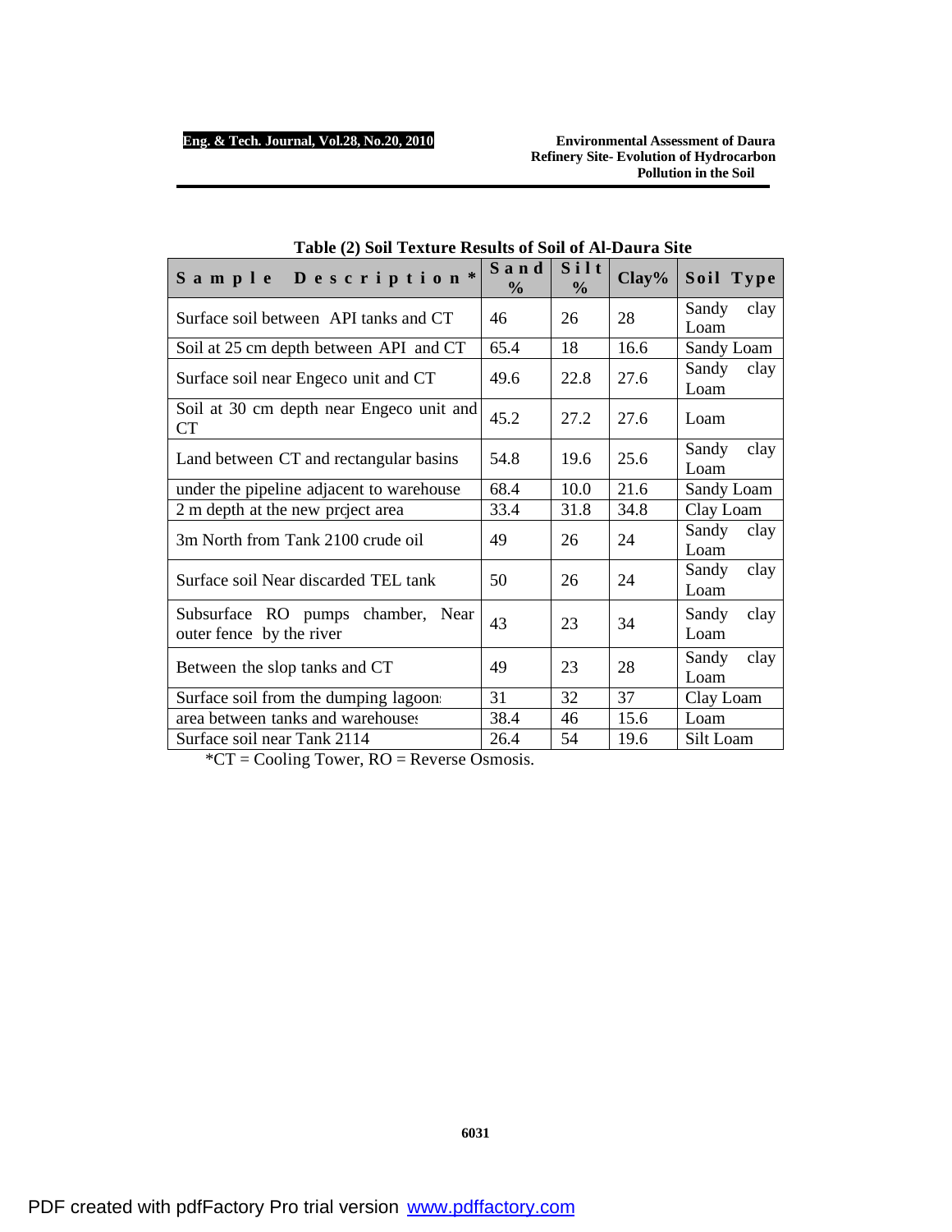**Table (2) Soil Texture Results of Soil of Al-Daura Site**

| Sample Description* | Sand % | Silt % | Clay% | Soil Type |
|---|---|---|---|---|
| Surface soil between API tanks and CT | 46 | 26 | 28 | Sandy clay Loam |
| Soil at 25 cm depth between API and CT | 65.4 | 18 | 16.6 | Sandy Loam |
| Surface soil near Engeco unit and CT | 49.6 | 22.8 | 27.6 | Sandy clay Loam |
| Soil at 30 cm depth near Engeco unit and CT | 45.2 | 27.2 | 27.6 | Loam |
| Land between CT and rectangular basins | 54.8 | 19.6 | 25.6 | Sandy clay Loam |
| under the pipeline adjacent to warehouse | 68.4 | 10.0 | 21.6 | Sandy Loam |
| 2 m depth at the new prcject area | 33.4 | 31.8 | 34.8 | Clay Loam |
| 3m North from Tank 2100 crude oil | 49 | 26 | 24 | Sandy clay Loam |
| Surface soil Near discarded TEL tank | 50 | 26 | 24 | Sandy clay Loam |
| Subsurface RO pumps chamber, Near outer fence by the river | 43 | 23 | 34 | Sandy clay Loam |
| Between the slop tanks and CT | 49 | 23 | 28 | Sandy clay Loam |
| Surface soil from the dumping lagoons | 31 | 32 | 37 | Clay Loam |
| area between tanks and warehouses | 38.4 | 46 | 15.6 | Loam |
| Surface soil near Tank 2114 | 26.4 | 54 | 19.6 | Silt Loam |

*CT = Cooling Tower, RO = Reverse Osmosis.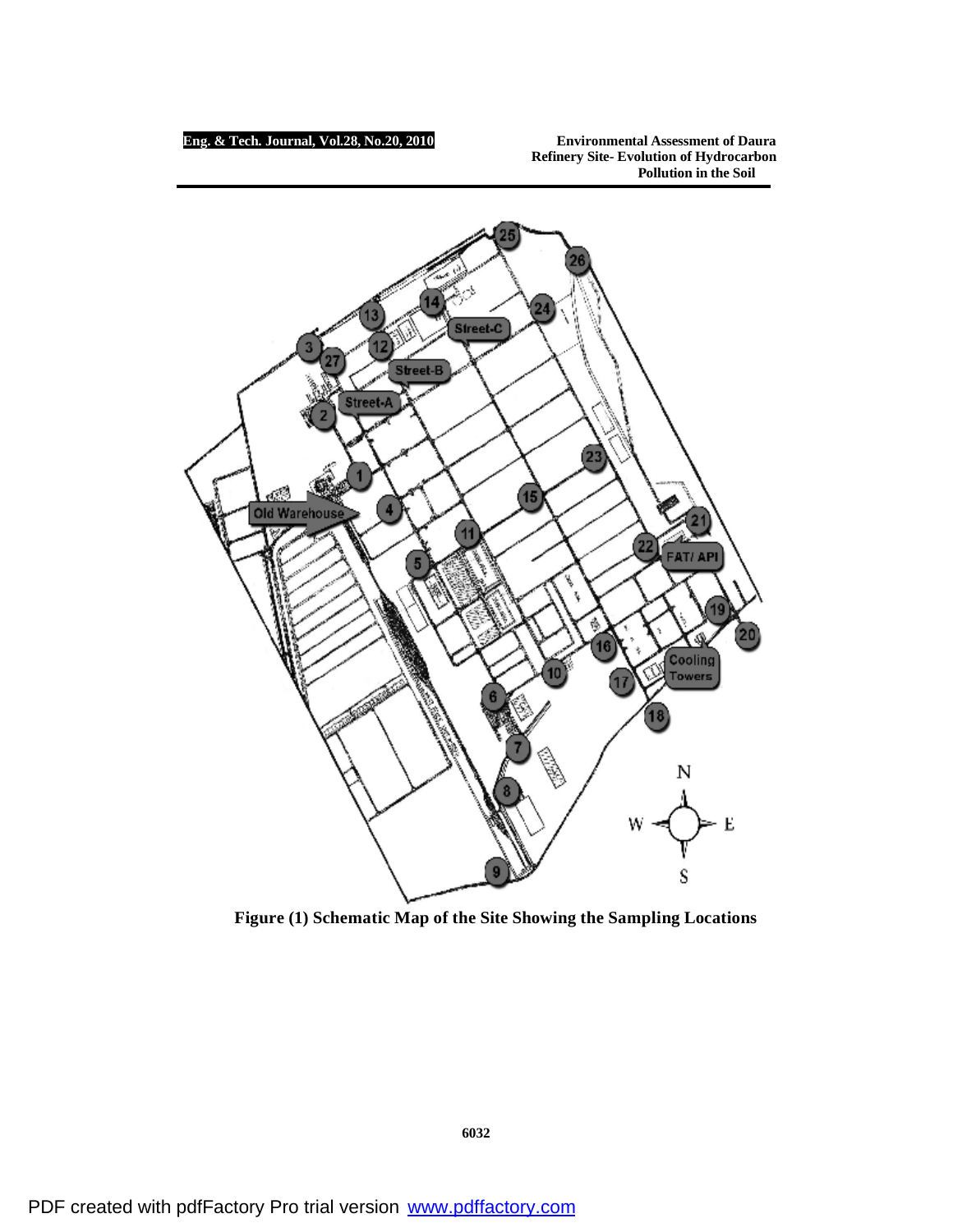Figure (1) Schematic Map of the Site Showing the Sampling Locations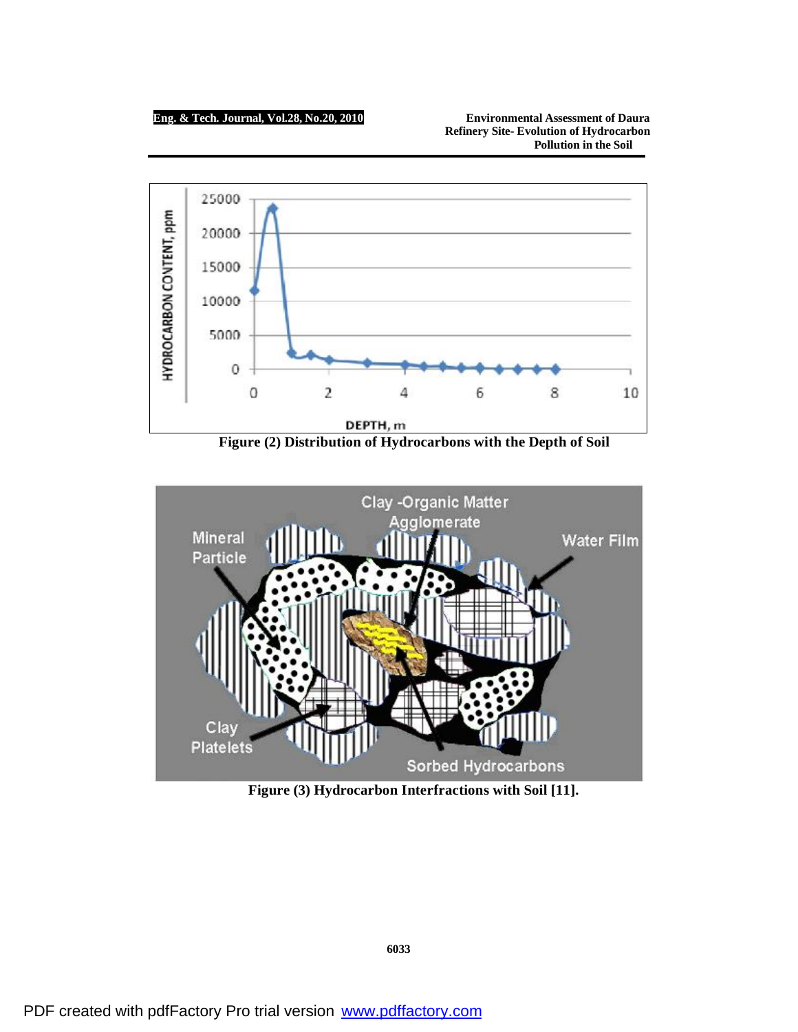Figure (2) Distribution of Hydrocarbons with the Depth of Soil

Figure (3) Hydrocarbon Interfractions with Soil [11].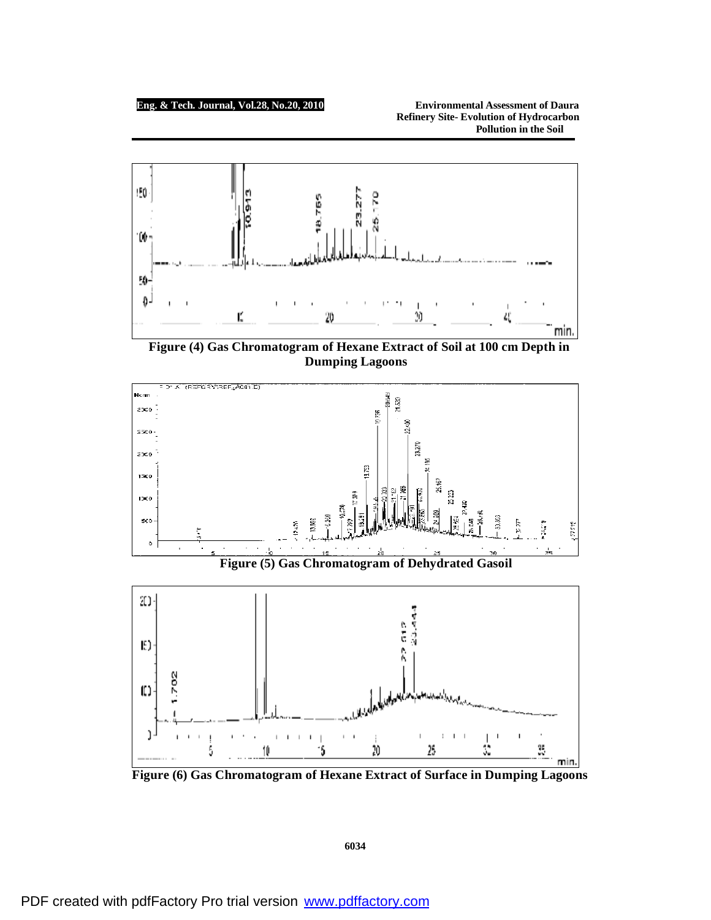150
100
50
0
10.913
18.765
23.277
25.170
15
20
30
40
min.

Figure (4) Gas Chromatogram of Hexane Extract of Soil at 100 cm Depth in Dumping Lagoons

Figure (5) Gas Chromatogram of Dehydrated Gasoil

200
150
100
0
1.702
22.612
23.444
5
10
15
20
25
30
35
min.

Figure (6) Gas Chromatogram of Hexane Extract of Surface in Dumping Lagoons